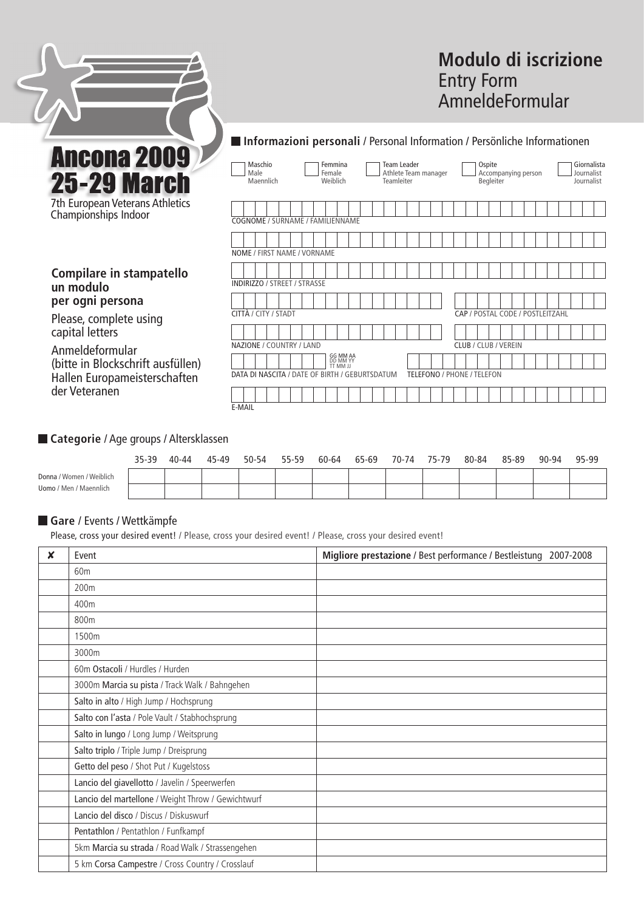# Modulo di iscrizione
Entry Form
AmneldeFormular

**Ancona 2009**
**25-29 March**
7th European Veterans Athletics Championships Indoor

**Compilare in stampatello un modulo per ogni persona**

Please, complete using capital letters

Anmeldeformular (bitte in Blockschrift ausfüllen) Hallen Europameisterschaften der Veteranen

## Informazioni personali / Personal Information / Persönliche Informationen

☐ Maschio / Male / Maennlich ☐ Femmina / Female / Weiblich ☐ Team Leader / Athlete Team manager / Teamleiter ☐ Ospite / Accompanying person / Begleiter ☐ Giornalista / Journalist / Journalist

COGNOME / SURNAME / FAMILIENNAME

NOME / FIRST NAME / VORNAME

INDIRIZZO / STREET / STRASSE

CITTÀ / CITY / STADT

CAP / POSTAL CODE / POSTLEITZAHL

NAZIONE / COUNTRY / LAND

CLUB / CLUB / VEREIN

DATA DI NASCITA / DATE OF BIRTH / GEBURTSDATUM (GG MM AA / DD MM YY / TT MM JJ)

TELEFONO / PHONE / TELEFON

E-MAIL

## Categorie / Age groups / Altersklassen

| | 35-39 | 40-44 | 45-49 | 50-54 | 55-59 | 60-64 | 65-69 | 70-74 | 75-79 | 80-84 | 85-89 | 90-94 | 95-99 |
|---|---|---|---|---|---|---|---|---|---|---|---|---|---|
| Donna / Women / Weiblich | | | | | | | | | | | | | |
| Uomo / Men / Maennlich | | | | | | | | | | | | | |

## Gare / Events / Wettkämpfe

Please, cross your desired event! / Please, cross your desired event! / Please, cross your desired event!

| ✘ | Event | **Migliore prestazione** / Best performance / Bestleistung 2007-2008 |
|---|---|---|
| | 60m | |
| | 200m | |
| | 400m | |
| | 800m | |
| | 1500m | |
| | 3000m | |
| | 60m **Ostacoli** / Hurdles / Hurden | |
| | 3000m **Marcia su pista** / Track Walk / Bahngehen | |
| | **Salto in alto** / High Jump / Hochsprung | |
| | **Salto con l'asta** / Pole Vault / Stabhochsprung | |
| | **Salto in lungo** / Long Jump / Weitsprung | |
| | **Salto triplo** / Triple Jump / Dreisprung | |
| | **Getto del peso** / Shot Put / Kugelstoss | |
| | **Lancio del giavellotto** / Javelin / Speerwerfen | |
| | **Lancio del martellone** / Weight Throw / Gewichtwurf | |
| | **Lancio del disco** / Discus / Diskuswurf | |
| | **Pentathlon** / Pentathlon / Funfkampf | |
| | 5km **Marcia su strada** / Road Walk / Strassengehen | |
| | 5 km **Corsa Campestre** / Cross Country / Crosslauf | |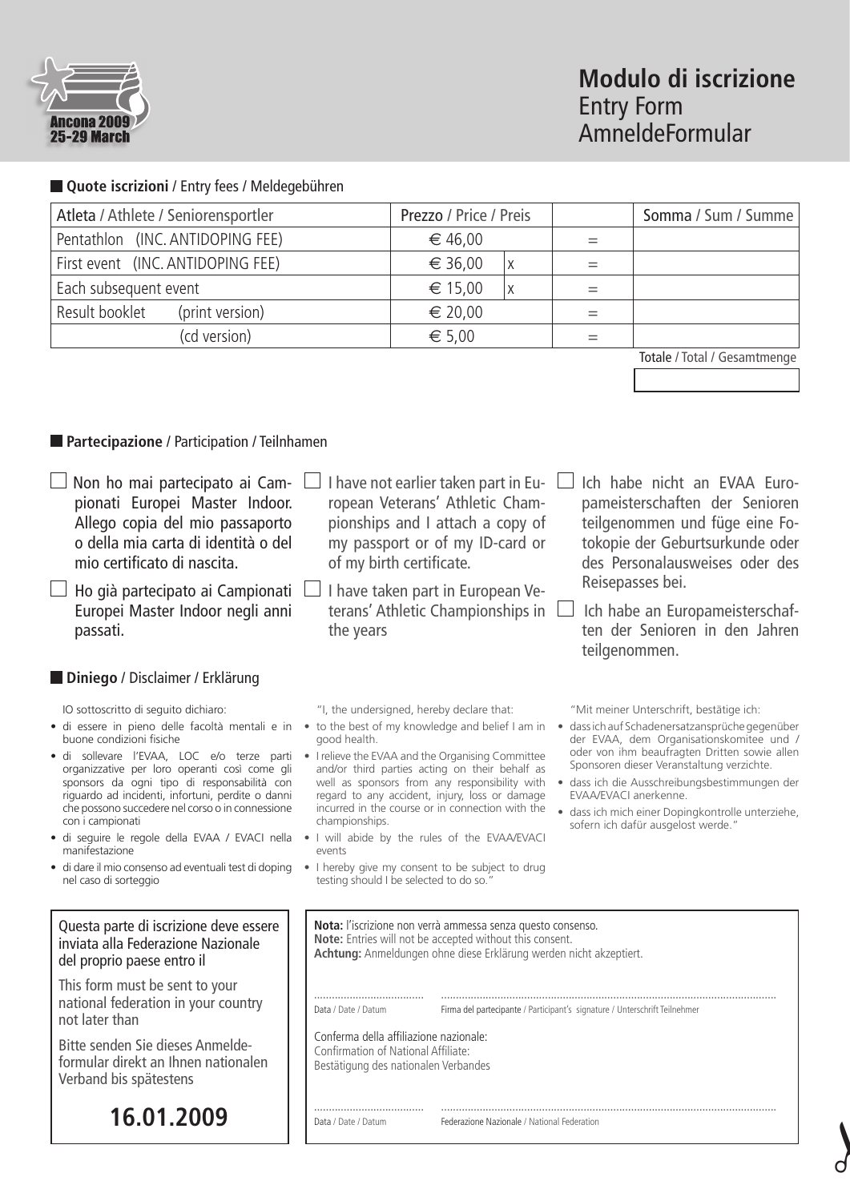Ancona 2009
25-29 March

# Modulo di iscrizione
Entry Form
AmneldeFormular

## Quote iscrizioni / Entry fees / Meldegebühren

| Atleta / Athlete / Seniorensportler | Prezzo / Price / Preis | | | Somma / Sum / Summe |
|---|---|---|---|---|
| Pentathlon (INC. ANTIDOPING FEE) | € 46,00 | | = | |
| First event (INC. ANTIDOPING FEE) | € 36,00 | x | = | |
| Each subsequent event | € 15,00 | x | = | |
| Result booklet (print version) | € 20,00 | | = | |
| (cd version) | € 5,00 | | = | |

Totale / Total / Gesamtmenge

## Partecipazione / Participation / Teilnhamen

- ☐ Non ho mai partecipato ai Campionati Europei Master Indoor. Allego copia del mio passaporto o della mia carta di identità o del mio certificato di nascita.
- ☐ Ho già partecipato ai Campionati Europei Master Indoor negli anni passati.

- ☐ I have not earlier taken part in European Veterans' Athletic Championships and I attach a copy of my passport or of my ID-card or of my birth certificate.
- ☐ I have taken part in European Veterans' Athletic Championships in the years

- ☐ Ich habe nicht an EVAA Europameisterschaften der Senioren teilgenommen und füge eine Fotokopie der Geburtsurkunde oder des Personalausweises oder des Reisepasses bei.
- ☐ Ich habe an Europameisterschaften der Senioren in den Jahren teilgenommen.

## Diniego / Disclaimer / Erklärung

IO sottoscritto di seguito dichiaro:

- di essere in pieno delle facoltà mentali e in buone condizioni fisiche
- di sollevare l'EVAA, LOC e/o terze parti organizzative per loro operanti così come gli sponsors da ogni tipo di responsabilità con riguardo ad incidenti, infortuni, perdite o danni che possono succedere nel corso o in connessione con i campionati
- di seguire le regole della EVAA / EVACI nella manifestazione
- di dare il mio consenso ad eventuali test di doping nel caso di sorteggio

"I, the undersigned, hereby declare that:

- to the best of my knowledge and belief I am in good health.
- I relieve the EVAA and the Organising Committee and/or third parties acting on their behalf as well as sponsors from any responsibility with regard to any accident, injury, loss or damage incurred in the course or in connection with the championships.
- I will abide by the rules of the EVAA/EVACI events
- I hereby give my consent to be subject to drug testing should I be selected to do so."

"Mit meiner Unterschrift, bestätige ich:

- dass ich auf Schadenersatzansprüche gegenüber der EVAA, dem Organisationskomitee und / oder von ihm beaufragten Dritten sowie allen Sponsoren dieser Veranstaltung verzichte.
- dass ich die Ausschreibungsbestimmungen der EVAA/EVACI anerkenne.
- dass ich mich einer Dopingkontrolle unterziehe, sofern ich dafür ausgelost werde."

Questa parte di iscrizione deve essere inviata alla Federazione Nazionale del proprio paese entro il

This form must be sent to your national federation in your country not later than

Bitte senden Sie dieses Anmeldeformular direkt an Ihnen nationalen Verband bis spätestens

**16.01.2009**

**Nota:** l'iscrizione non verrà ammessa senza questo consenso.
**Note:** Entries will not be accepted without this consent.
**Achtung:** Anmeldungen ohne diese Erklärung werden nicht akzeptiert.

.................................... Data / Date / Datum

.................................... Firma del partecipante / Participant's signature / Unterschrift Teilnehmer

Conferma della affiliazione nazionale:
Confirmation of National Affiliate:
Bestätigung des nationalen Verbandes

.................................... Data / Date / Datum

.................................... Federazione Nazionale / National Federation